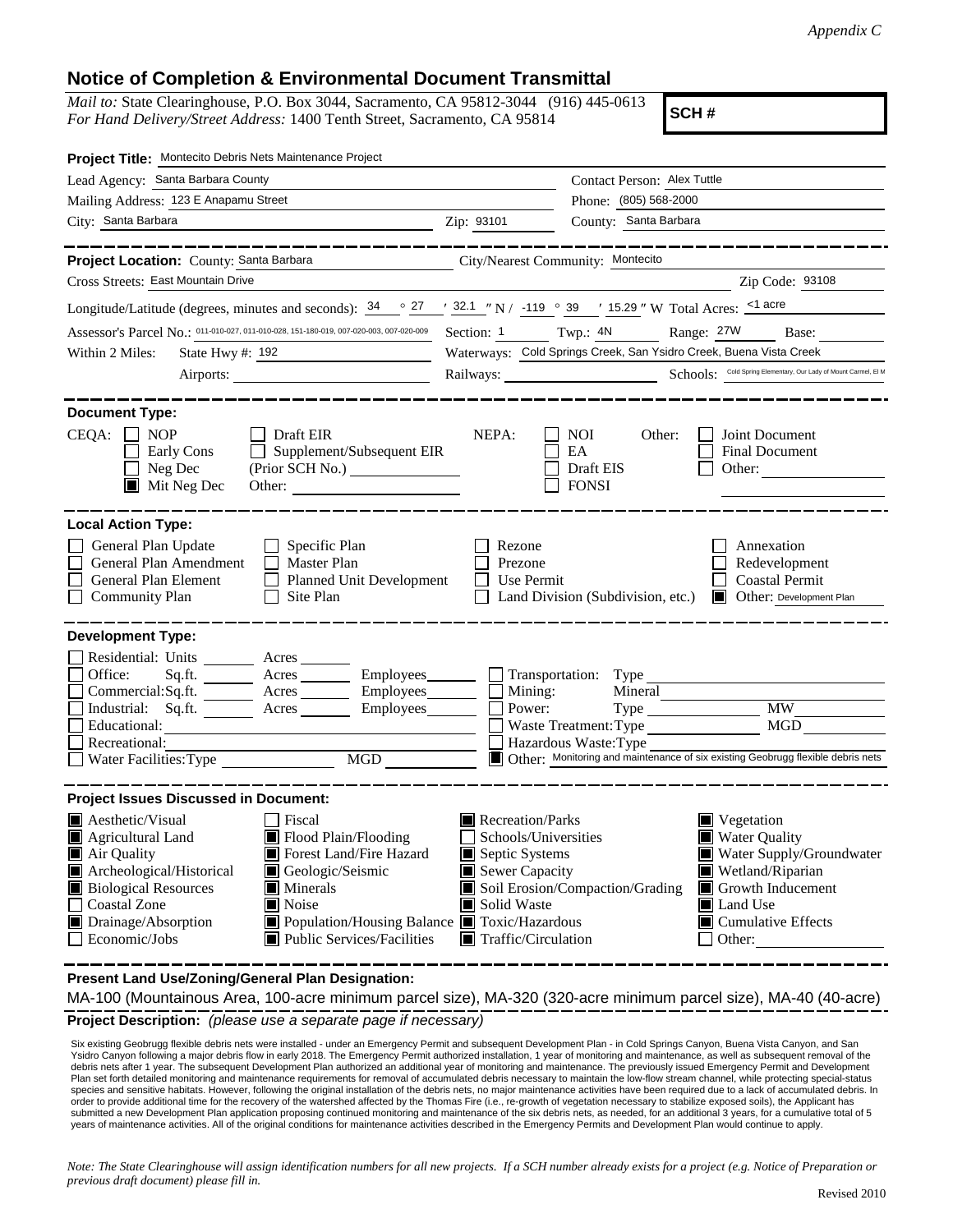*Appendix C*

# Notice of Completion & Environmental Document Transmittal

*Mail to:* State Clearinghouse, P.O. Box 3044, Sacramento, CA 95812-3044 (916) 445-0613
*For Hand Delivery/Street Address:* 1400 Tenth Street, Sacramento, CA 95814

**SCH #**

**Project Title:** Montecito Debris Nets Maintenance Project

Lead Agency: Santa Barbara County — Contact Person: Alex Tuttle

Mailing Address: 123 E Anapamu Street — Phone: (805) 568-2000

City: Santa Barbara — Zip: 93101 — County: Santa Barbara

**Project Location:** County: Santa Barbara — City/Nearest Community: Montecito

Cross Streets: East Mountain Drive — Zip Code: 93108

Longitude/Latitude (degrees, minutes and seconds): 34 ° 27 ′ 32.1 ″ N / -119 ° 39 ′ 15.29 ″ W Total Acres: <1 acre

Assessor's Parcel No.: 011-010-027, 011-010-028, 151-180-019, 007-020-003, 007-020-009 — Section: 1 Twp.: 4N Range: 27W Base:

Within 2 Miles: State Hwy #: 192 — Waterways: Cold Springs Creek, San Ysidro Creek, Buena Vista Creek

Airports: — Railways: — Schools: Cold Spring Elementary, Our Lady of Mount Carmel, El M

**Document Type:**

CEQA: ☐ NOP ☐ Early Cons ☐ Neg Dec ☒ Mit Neg Dec ☐ Draft EIR ☐ Supplement/Subsequent EIR (Prior SCH No.) Other:

NEPA: ☐ NOI ☐ EA ☐ Draft EIS ☐ FONSI

Other: ☐ Joint Document ☐ Final Document ☐ Other:

**Local Action Type:**

☐ General Plan Update ☐ General Plan Amendment ☐ General Plan Element ☐ Community Plan ☐ Specific Plan ☐ Master Plan ☐ Planned Unit Development ☐ Site Plan ☐ Rezone ☐ Prezone ☐ Use Permit ☐ Land Division (Subdivision, etc.) ☐ Annexation ☐ Redevelopment ☐ Coastal Permit ☒ Other: Development Plan

**Development Type:**

☐ Residential: Units Acres
☐ Office: Sq.ft. Acres Employees
☐ Commercial: Sq.ft. Acres Employees
☐ Industrial: Sq.ft. Acres Employees
☐ Educational:
☐ Recreational:
☐ Water Facilities: Type MGD
☐ Transportation: Type
☐ Mining: Mineral
☐ Power: Type MW
☐ Waste Treatment: Type MGD
☐ Hazardous Waste: Type
☒ Other: Monitoring and maintenance of six existing Geobrugg flexible debris nets

**Project Issues Discussed in Document:**

☒ Aesthetic/Visual ☒ Agricultural Land ☒ Air Quality ☒ Archeological/Historical ☒ Biological Resources ☐ Coastal Zone ☒ Drainage/Absorption ☐ Economic/Jobs ☐ Fiscal ☒ Flood Plain/Flooding ☒ Forest Land/Fire Hazard ☒ Geologic/Seismic ☒ Minerals ☒ Noise ☒ Population/Housing Balance ☒ Public Services/Facilities ☒ Recreation/Parks ☐ Schools/Universities ☒ Septic Systems ☒ Sewer Capacity ☒ Soil Erosion/Compaction/Grading ☒ Solid Waste ☒ Toxic/Hazardous ☒ Traffic/Circulation ☒ Vegetation ☒ Water Quality ☒ Water Supply/Groundwater ☒ Wetland/Riparian ☒ Growth Inducement ☒ Land Use ☒ Cumulative Effects ☐ Other:

**Present Land Use/Zoning/General Plan Designation:**

MA-100 (Mountainous Area, 100-acre minimum parcel size), MA-320 (320-acre minimum parcel size), MA-40 (40-acre)

**Project Description:** *(please use a separate page if necessary)*

Six existing Geobrugg flexible debris nets were installed - under an Emergency Permit and subsequent Development Plan - in Cold Springs Canyon, Buena Vista Canyon, and San Ysidro Canyon following a major debris flow in early 2018. The Emergency Permit authorized installation, 1 year of monitoring and maintenance, as well as subsequent removal of the debris nets after 1 year. The subsequent Development Plan authorized an additional year of monitoring and maintenance. The previously issued Emergency Permit and Development Plan set forth detailed monitoring and maintenance requirements for removal of accumulated debris necessary to maintain the low-flow stream channel, while protecting special-status species and sensitive habitats. However, following the original installation of the debris nets, no major maintenance activities have been required due to a lack of accumulated debris. In order to provide additional time for the recovery of the watershed affected by the Thomas Fire (i.e., re-growth of vegetation necessary to stabilize exposed soils), the Applicant has submitted a new Development Plan application proposing continued monitoring and maintenance of the six debris nets, as needed, for an additional 3 years, for a cumulative total of 5 years of maintenance activities. All of the original conditions for maintenance activities described in the Emergency Permits and Development Plan would continue to apply.

*Note: The State Clearinghouse will assign identification numbers for all new projects. If a SCH number already exists for a project (e.g. Notice of Preparation or previous draft document) please fill in.*

Revised 2010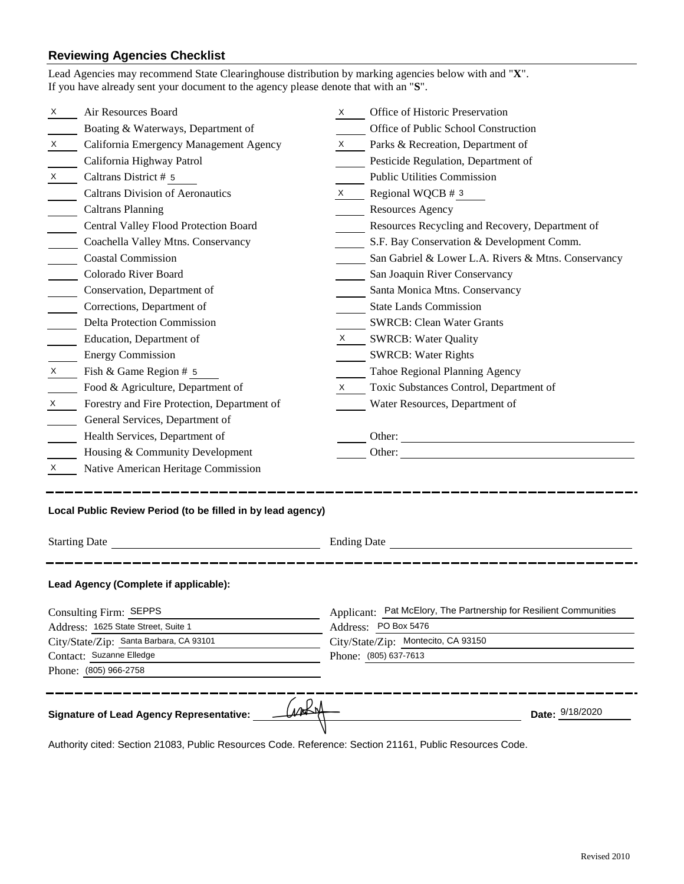## Reviewing Agencies Checklist

Lead Agencies may recommend State Clearinghouse distribution by marking agencies below with and "**X**".
If you have already sent your document to the agency please denote that with an "**S**".

| | | | |
|---|---|---|---|
| X | Air Resources Board | X | Office of Historic Preservation |
| | Boating & Waterways, Department of | | Office of Public School Construction |
| X | California Emergency Management Agency | X | Parks & Recreation, Department of |
| | California Highway Patrol | | Pesticide Regulation, Department of |
| X | Caltrans District # 5 | | Public Utilities Commission |
| | Caltrans Division of Aeronautics | X | Regional WQCB # 3 |
| | Caltrans Planning | | Resources Agency |
| | Central Valley Flood Protection Board | | Resources Recycling and Recovery, Department of |
| | Coachella Valley Mtns. Conservancy | | S.F. Bay Conservation & Development Comm. |
| | Coastal Commission | | San Gabriel & Lower L.A. Rivers & Mtns. Conservancy |
| | Colorado River Board | | San Joaquin River Conservancy |
| | Conservation, Department of | | Santa Monica Mtns. Conservancy |
| | Corrections, Department of | | State Lands Commission |
| | Delta Protection Commission | | SWRCB: Clean Water Grants |
| | Education, Department of | X | SWRCB: Water Quality |
| | Energy Commission | | SWRCB: Water Rights |
| X | Fish & Game Region # 5 | | Tahoe Regional Planning Agency |
| | Food & Agriculture, Department of | X | Toxic Substances Control, Department of |
| X | Forestry and Fire Protection, Department of | | Water Resources, Department of |
| | General Services, Department of | | |
| | Health Services, Department of | | Other: |
| | Housing & Community Development | | Other: |
| X | Native American Heritage Commission | | |

**Local Public Review Period (to be filled in by lead agency)**

Starting Date ______________________ Ending Date ______________________

**Lead Agency (Complete if applicable):**

Consulting Firm: SEPPS
Address: 1625 State Street, Suite 1
City/State/Zip: Santa Barbara, CA 93101
Contact: Suzanne Elledge
Phone: (805) 966-2758

Applicant: Pat McElory, The Partnership for Resilient Communities
Address: PO Box 5476
City/State/Zip: Montecito, CA 93150
Phone: (805) 637-7613

**Signature of Lead Agency Representative:** [signature] **Date:** 9/18/2020

Authority cited: Section 21083, Public Resources Code. Reference: Section 21161, Public Resources Code.

Revised 2010